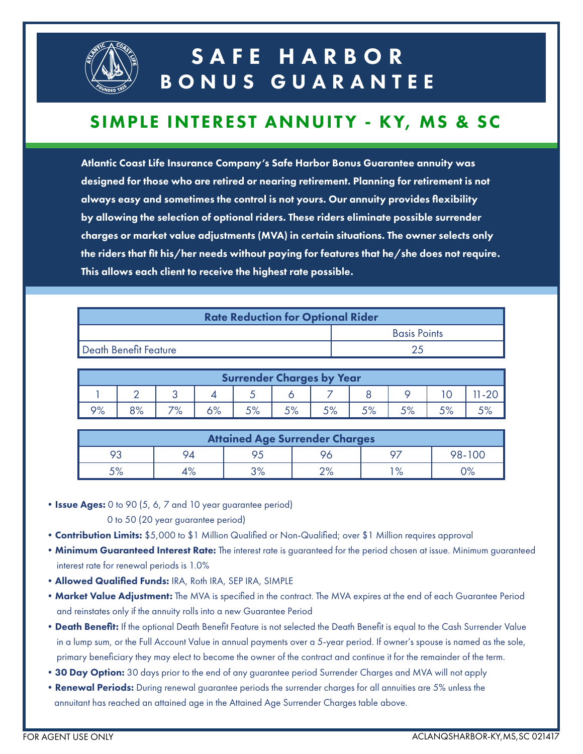# SAFE HARBOR BONUS GUARANTEE

## SIMPLE INTEREST ANNUITY - KY, MS & SC

**Atlantic Coast Life Insurance Company's Safe Harbor Bonus Guarantee annuity was designed for those who are retired or nearing retirement. Planning for retirement is not always easy and sometimes the control is not yours. Our annuity provides flexibility by allowing the selection of optional riders. These riders eliminate possible surrender charges or market value adjustments (MVA) in certain situations. The owner selects only the riders that fit his/her needs without paying for features that he/she does not require. This allows each client to receive the highest rate possible.**

| Rate Reduction for Optional Rider | |
|---|---|
| | Basis Points |
| Death Benefit Feature | 25 |

| Surrender Charges by Year | | | | | | | | | | |
|---|---|---|---|---|---|---|---|---|---|---|
| 1 | 2 | 3 | 4 | 5 | 6 | 7 | 8 | 9 | 10 | 11-20 |
| 9% | 8% | 7% | 6% | 5% | 5% | 5% | 5% | 5% | 5% | 5% |

| Attained Age Surrender Charges | | | | | |
|---|---|---|---|---|---|
| 93 | 94 | 95 | 96 | 97 | 98-100 |
| 5% | 4% | 3% | 2% | 1% | 0% |

- **Issue Ages:** 0 to 90 (5, 6, 7 and 10 year guarantee period)
  0 to 50 (20 year guarantee period)
- **Contribution Limits:** $5,000 to $1 Million Qualified or Non-Qualified; over $1 Million requires approval
- **Minimum Guaranteed Interest Rate:** The interest rate is guaranteed for the period chosen at issue. Minimum guaranteed interest rate for renewal periods is 1.0%
- **Allowed Qualified Funds:** IRA, Roth IRA, SEP IRA, SIMPLE
- **Market Value Adjustment:** The MVA is specified in the contract. The MVA expires at the end of each Guarantee Period and reinstates only if the annuity rolls into a new Guarantee Period
- **Death Benefit:** If the optional Death Benefit Feature is not selected the Death Benefit is equal to the Cash Surrender Value in a lump sum, or the Full Account Value in annual payments over a 5-year period. If owner's spouse is named as the sole, primary beneficiary they may elect to become the owner of the contract and continue it for the remainder of the term.
- **30 Day Option:** 30 days prior to the end of any guarantee period Surrender Charges and MVA will not apply
- **Renewal Periods:** During renewal guarantee periods the surrender charges for all annuities are 5% unless the annuitant has reached an attained age in the Attained Age Surrender Charges table above.

FOR AGENT USE ONLY

ACLANQSHARBOR-KY,MS,SC 021417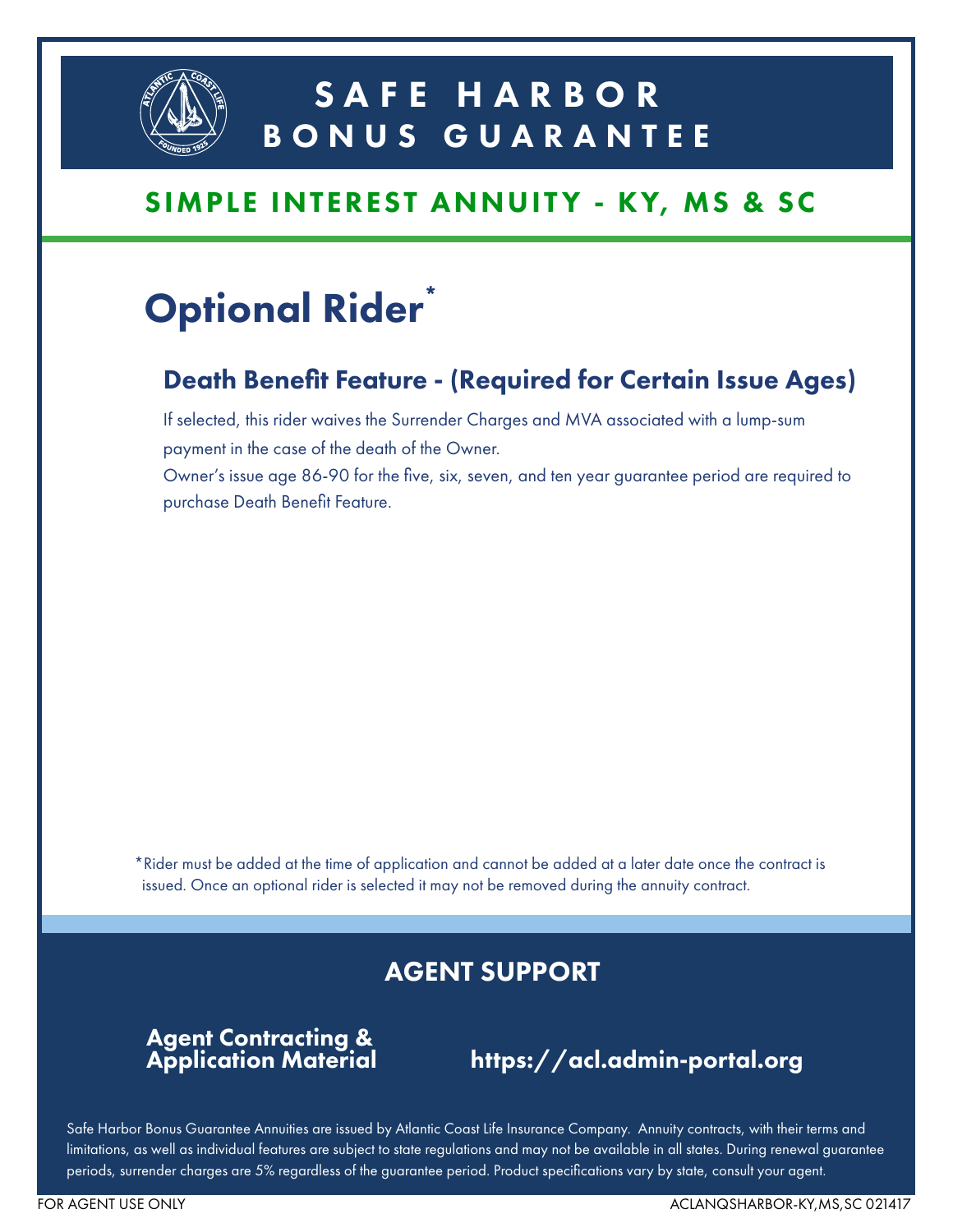# SAFE HARBOR BONUS GUARANTEE

## SIMPLE INTEREST ANNUITY - KY, MS & SC

# Optional Rider*

### Death Benefit Feature - (Required for Certain Issue Ages)

If selected, this rider waives the Surrender Charges and MVA associated with a lump-sum payment in the case of the death of the Owner.

Owner's issue age 86-90 for the five, six, seven, and ten year guarantee period are required to purchase Death Benefit Feature.

*Rider must be added at the time of application and cannot be added at a later date once the contract is issued. Once an optional rider is selected it may not be removed during the annuity contract.

## AGENT SUPPORT

**Agent Contracting & Application Material** **https://acl.admin-portal.org**

Safe Harbor Bonus Guarantee Annuities are issued by Atlantic Coast Life Insurance Company. Annuity contracts, with their terms and limitations, as well as individual features are subject to state regulations and may not be available in all states. During renewal guarantee periods, surrender charges are 5% regardless of the guarantee period. Product specifications vary by state, consult your agent.

FOR AGENT USE ONLY

ACLANQSHARBOR-KY,MS,SC 021417